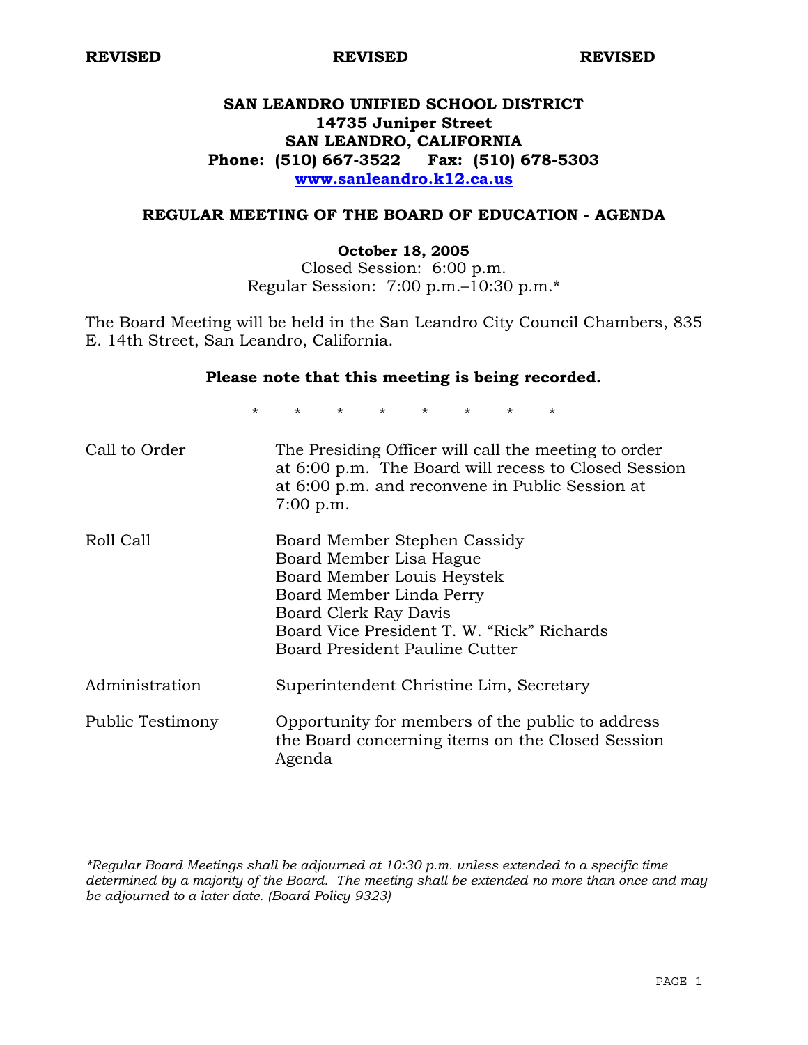**REVISED** **REVISED** **REVISED**

# SAN LEANDRO UNIFIED SCHOOL DISTRICT
**14735 Juniper Street**
**SAN LEANDRO, CALIFORNIA**
**Phone: (510) 667-3522 Fax: (510) 678-5303**
**[www.sanleandro.k12.ca.us](http://www.sanleandro.k12.ca.us)**

## REGULAR MEETING OF THE BOARD OF EDUCATION - AGENDA

**October 18, 2005**
Closed Session: 6:00 p.m.
Regular Session: 7:00 p.m.–10:30 p.m.*

The Board Meeting will be held in the San Leandro City Council Chambers, 835 E. 14th Street, San Leandro, California.

**Please note that this meeting is being recorded.**

\* \* \* \* \* \* \* \*

| | |
|---|---|
| Call to Order | The Presiding Officer will call the meeting to order at 6:00 p.m. The Board will recess to Closed Session at 6:00 p.m. and reconvene in Public Session at 7:00 p.m. |
| Roll Call | Board Member Stephen Cassidy<br>Board Member Lisa Hague<br>Board Member Louis Heystek<br>Board Member Linda Perry<br>Board Clerk Ray Davis<br>Board Vice President T. W. "Rick" Richards<br>Board President Pauline Cutter |
| Administration | Superintendent Christine Lim, Secretary |
| Public Testimony | Opportunity for members of the public to address the Board concerning items on the Closed Session Agenda |

*\*Regular Board Meetings shall be adjourned at 10:30 p.m. unless extended to a specific time determined by a majority of the Board. The meeting shall be extended no more than once and may be adjourned to a later date. (Board Policy 9323)*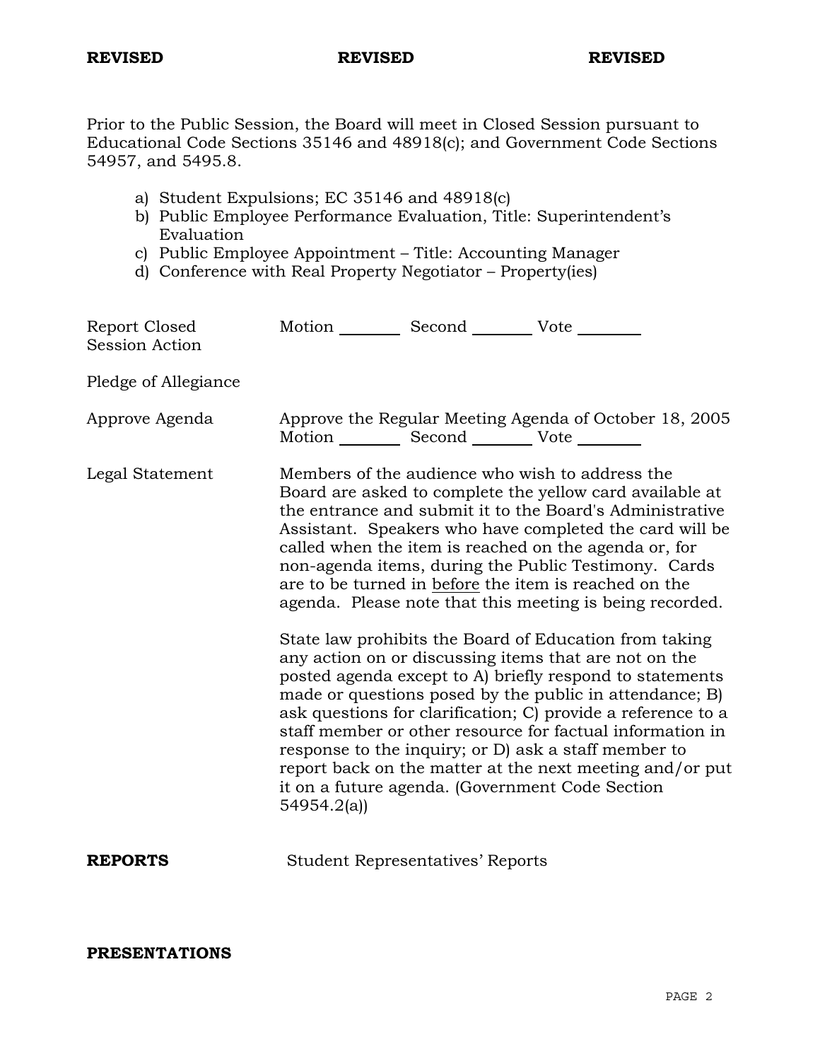**REVISED** **REVISED** **REVISED**

Prior to the Public Session, the Board will meet in Closed Session pursuant to Educational Code Sections 35146 and 48918(c); and Government Code Sections 54957, and 5495.8.

a) Student Expulsions; EC 35146 and 48918(c)
b) Public Employee Performance Evaluation, Title: Superintendent's Evaluation
c) Public Employee Appointment – Title: Accounting Manager
d) Conference with Real Property Negotiator – Property(ies)

Report Closed Session Action — Motion ________ Second ________ Vote ________

Pledge of Allegiance

Approve Agenda — Approve the Regular Meeting Agenda of October 18, 2005
Motion ________ Second ________ Vote ________

Legal Statement — Members of the audience who wish to address the Board are asked to complete the yellow card available at the entrance and submit it to the Board's Administrative Assistant. Speakers who have completed the card will be called when the item is reached on the agenda or, for non-agenda items, during the Public Testimony. Cards are to be turned in <u>before</u> the item is reached on the agenda. Please note that this meeting is being recorded.

State law prohibits the Board of Education from taking any action on or discussing items that are not on the posted agenda except to A) briefly respond to statements made or questions posed by the public in attendance; B) ask questions for clarification; C) provide a reference to a staff member or other resource for factual information in response to the inquiry; or D) ask a staff member to report back on the matter at the next meeting and/or put it on a future agenda. (Government Code Section 54954.2(a))

**REPORTS** — Student Representatives' Reports

**PRESENTATIONS**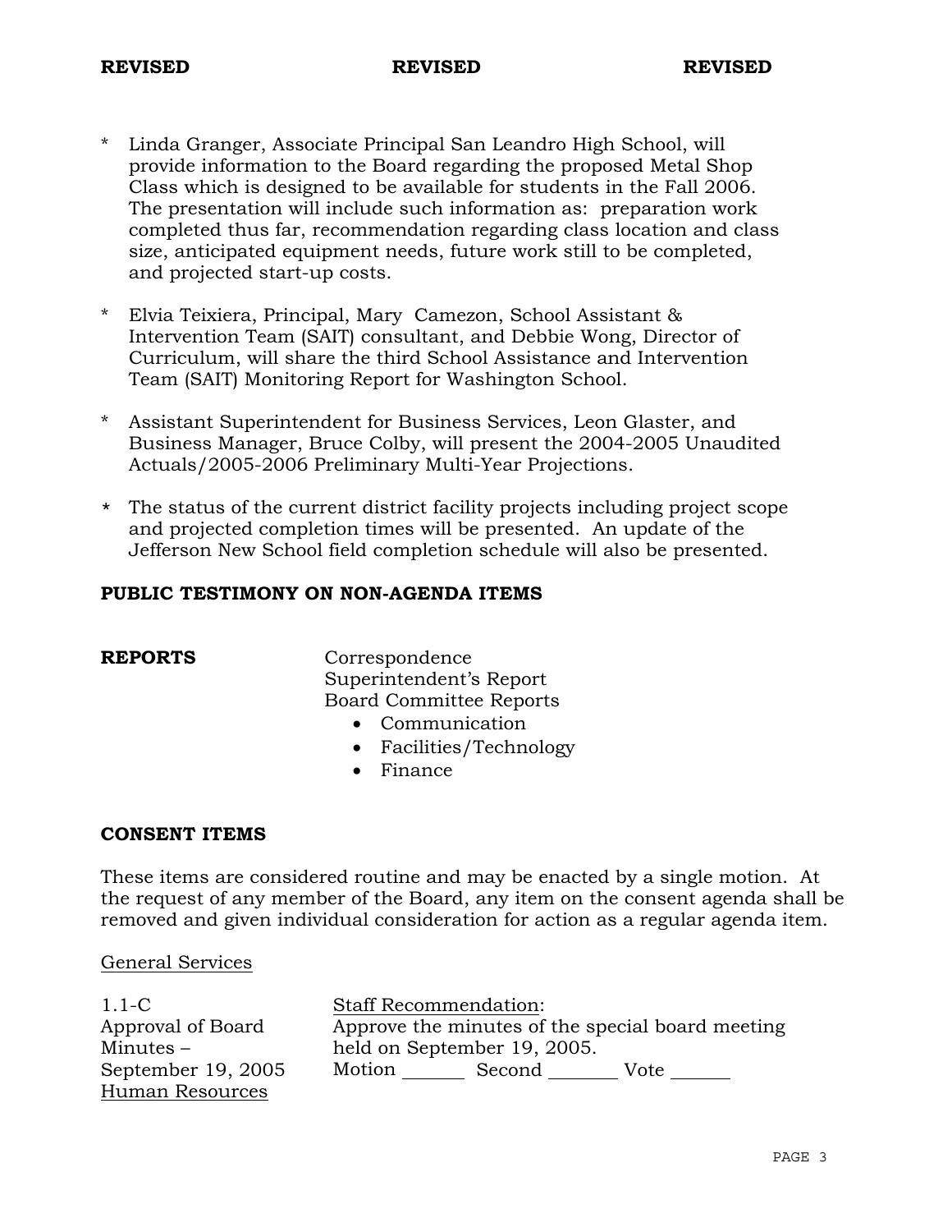**REVISED** **REVISED** **REVISED**

* Linda Granger, Associate Principal San Leandro High School, will provide information to the Board regarding the proposed Metal Shop Class which is designed to be available for students in the Fall 2006. The presentation will include such information as: preparation work completed thus far, recommendation regarding class location and class size, anticipated equipment needs, future work still to be completed, and projected start-up costs.

* Elvia Teixiera, Principal, Mary Camezon, School Assistant & Intervention Team (SAIT) consultant, and Debbie Wong, Director of Curriculum, will share the third School Assistance and Intervention Team (SAIT) Monitoring Report for Washington School.

* Assistant Superintendent for Business Services, Leon Glaster, and Business Manager, Bruce Colby, will present the 2004-2005 Unaudited Actuals/2005-2006 Preliminary Multi-Year Projections.

* The status of the current district facility projects including project scope and projected completion times will be presented. An update of the Jefferson New School field completion schedule will also be presented.

**PUBLIC TESTIMONY ON NON-AGENDA ITEMS**

**REPORTS**

Correspondence
Superintendent's Report
Board Committee Reports

- Communication
- Facilities/Technology
- Finance

**CONSENT ITEMS**

These items are considered routine and may be enacted by a single motion. At the request of any member of the Board, any item on the consent agenda shall be removed and given individual consideration for action as a regular agenda item.

General Services

1.1-C
Approval of Board Minutes – September 19, 2005

Staff Recommendation:
Approve the minutes of the special board meeting held on September 19, 2005.
Motion ______ Second _______ Vote ______

Human Resources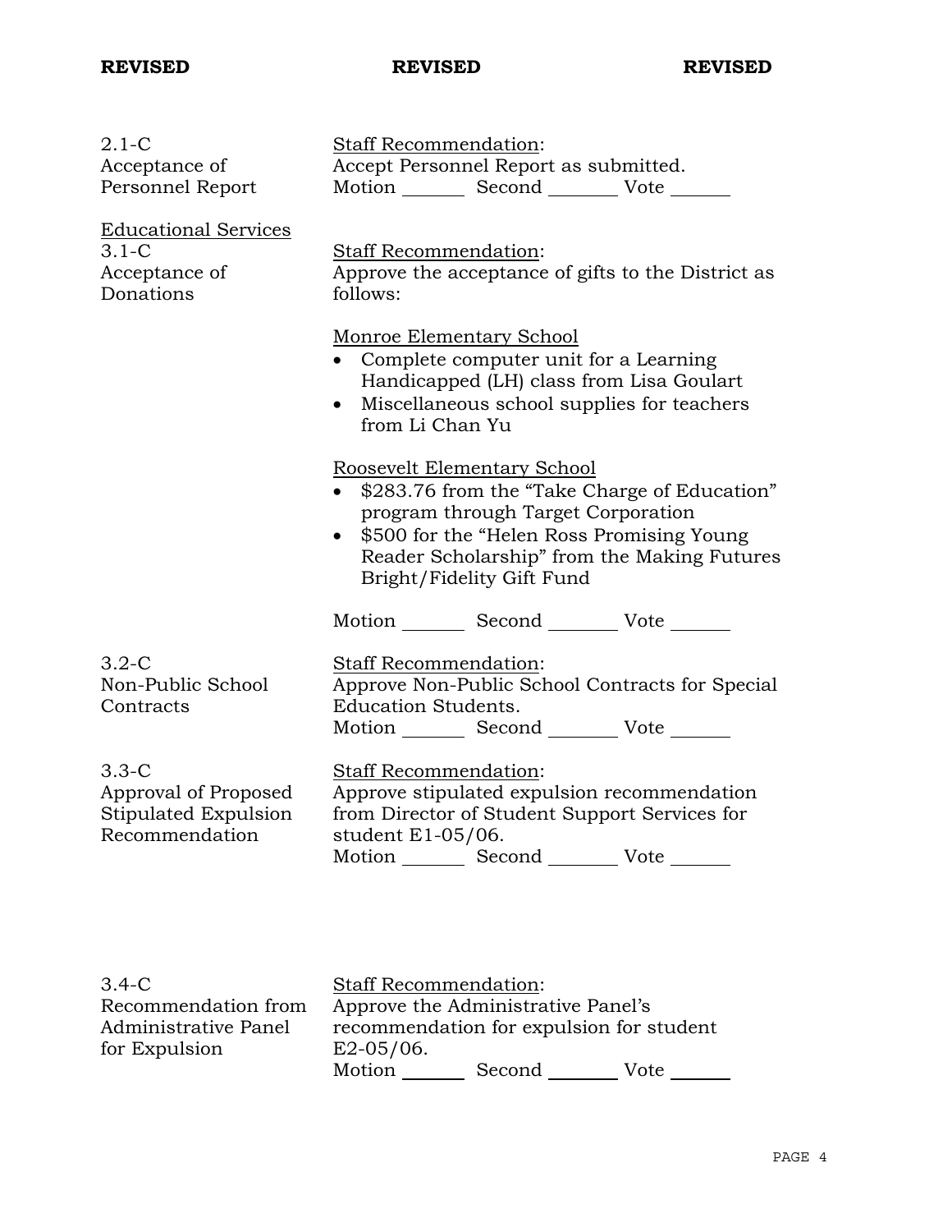**REVISED** **REVISED** **REVISED**

2.1-C
Acceptance of Personnel Report

Staff Recommendation:
Accept Personnel Report as submitted.
Motion _______ Second _______ Vote _______

Educational Services

3.1-C
Acceptance of Donations

Staff Recommendation:
Approve the acceptance of gifts to the District as follows:

Monroe Elementary School

- Complete computer unit for a Learning Handicapped (LH) class from Lisa Goulart
- Miscellaneous school supplies for teachers from Li Chan Yu

Roosevelt Elementary School

- $283.76 from the "Take Charge of Education" program through Target Corporation
- $500 for the "Helen Ross Promising Young Reader Scholarship" from the Making Futures Bright/Fidelity Gift Fund

Motion _______ Second _______ Vote _______

3.2-C
Non-Public School Contracts

Staff Recommendation:
Approve Non-Public School Contracts for Special Education Students.
Motion _______ Second _______ Vote _______

3.3-C
Approval of Proposed Stipulated Expulsion Recommendation

Staff Recommendation:
Approve stipulated expulsion recommendation from Director of Student Support Services for student E1-05/06.
Motion _______ Second _______ Vote _______

3.4-C
Recommendation from Administrative Panel for Expulsion

Staff Recommendation:
Approve the Administrative Panel's recommendation for expulsion for student E2-05/06.
Motion _______ Second _______ Vote _______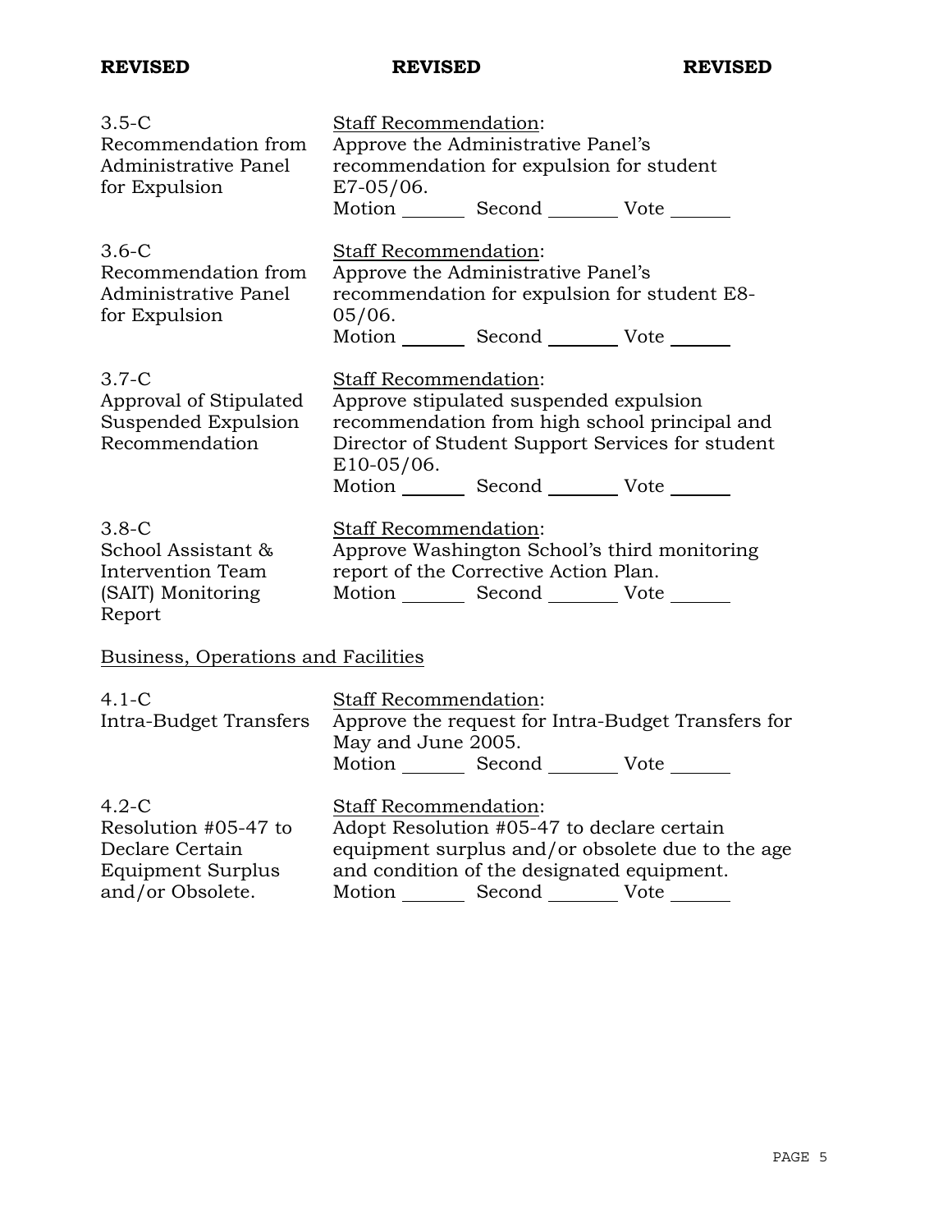**REVISED** **REVISED** **REVISED**

| | |
|---|---|
| 3.5-C<br>Recommendation from Administrative Panel for Expulsion | Staff Recommendation:<br>Approve the Administrative Panel's recommendation for expulsion for student E7-05/06.<br>Motion _______ Second _______ Vote _______ |
| 3.6-C<br>Recommendation from Administrative Panel for Expulsion | Staff Recommendation:<br>Approve the Administrative Panel's recommendation for expulsion for student E8-05/06.<br>Motion _______ Second _______ Vote _______ |
| 3.7-C<br>Approval of Stipulated Suspended Expulsion Recommendation | Staff Recommendation:<br>Approve stipulated suspended expulsion recommendation from high school principal and Director of Student Support Services for student E10-05/06.<br>Motion _______ Second _______ Vote _______ |
| 3.8-C<br>School Assistant & Intervention Team (SAIT) Monitoring Report | Staff Recommendation:<br>Approve Washington School's third monitoring report of the Corrective Action Plan.<br>Motion _______ Second _______ Vote _______ |

Business, Operations and Facilities

| | |
|---|---|
| 4.1-C<br>Intra-Budget Transfers | Staff Recommendation:<br>Approve the request for Intra-Budget Transfers for May and June 2005.<br>Motion _______ Second _______ Vote _______ |
| 4.2-C<br>Resolution #05-47 to Declare Certain Equipment Surplus and/or Obsolete. | Staff Recommendation:<br>Adopt Resolution #05-47 to declare certain equipment surplus and/or obsolete due to the age and condition of the designated equipment.<br>Motion _______ Second _______ Vote _______ |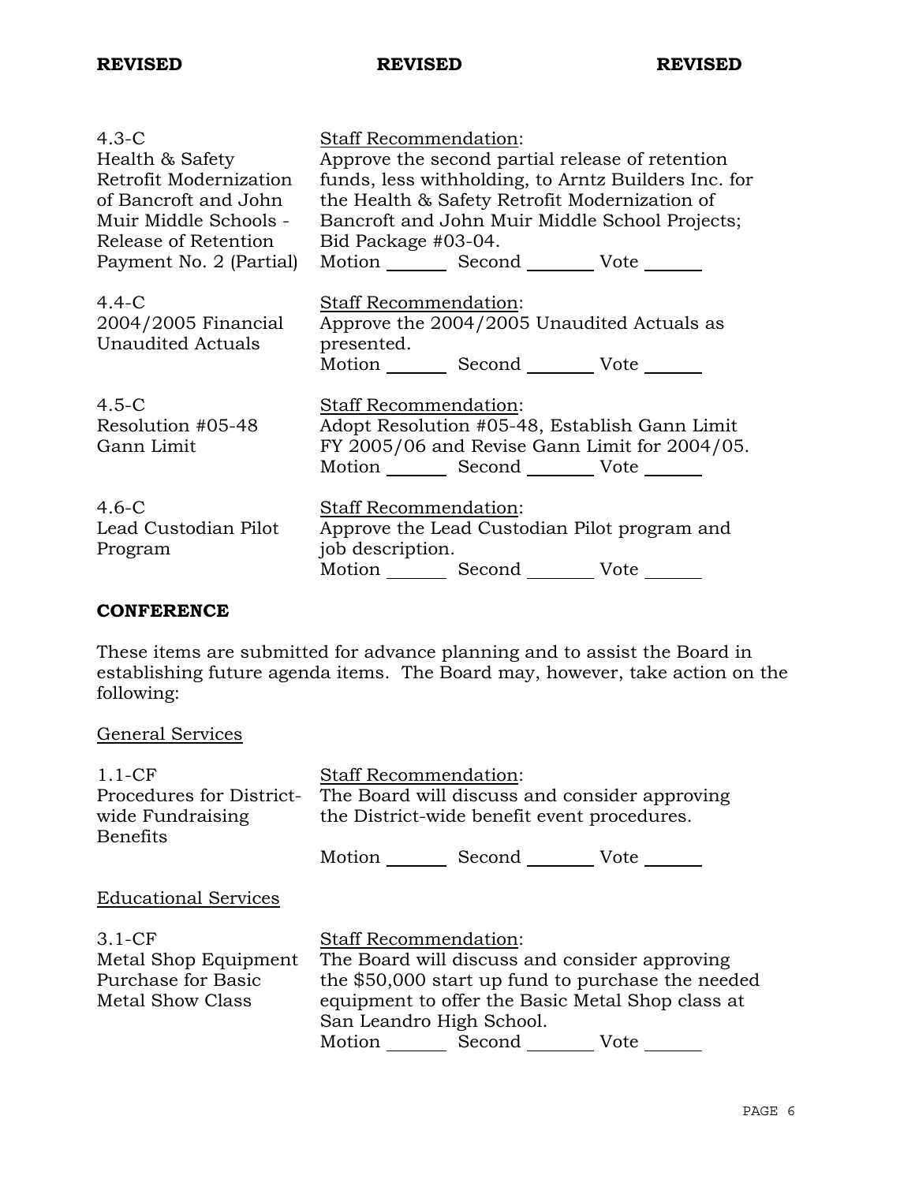**REVISED** **REVISED** **REVISED**

| | |
|---|---|
| 4.3-C<br>Health & Safety Retrofit Modernization of Bancroft and John Muir Middle Schools - Release of Retention Payment No. 2 (Partial) | Staff Recommendation:<br>Approve the second partial release of retention funds, less withholding, to Arntz Builders Inc. for the Health & Safety Retrofit Modernization of Bancroft and John Muir Middle School Projects; Bid Package #03-04.<br>Motion _______ Second _______ Vote _______ |
| 4.4-C<br>2004/2005 Financial Unaudited Actuals | Staff Recommendation:<br>Approve the 2004/2005 Unaudited Actuals as presented.<br>Motion _______ Second _______ Vote _______ |
| 4.5-C<br>Resolution #05-48 Gann Limit | Staff Recommendation:<br>Adopt Resolution #05-48, Establish Gann Limit FY 2005/06 and Revise Gann Limit for 2004/05.<br>Motion _______ Second _______ Vote _______ |
| 4.6-C<br>Lead Custodian Pilot Program | Staff Recommendation:<br>Approve the Lead Custodian Pilot program and job description.<br>Motion _______ Second _______ Vote _______ |

## CONFERENCE

These items are submitted for advance planning and to assist the Board in establishing future agenda items. The Board may, however, take action on the following:

General Services

| | |
|---|---|
| 1.1-CF<br>Procedures for District-wide Fundraising Benefits | Staff Recommendation:<br>The Board will discuss and consider approving the District-wide benefit event procedures.<br>Motion _______ Second _______ Vote _______ |

Educational Services

| | |
|---|---|
| 3.1-CF<br>Metal Shop Equipment Purchase for Basic Metal Show Class | Staff Recommendation:<br>The Board will discuss and consider approving the $50,000 start up fund to purchase the needed equipment to offer the Basic Metal Shop class at San Leandro High School.<br>Motion _______ Second _______ Vote _______ |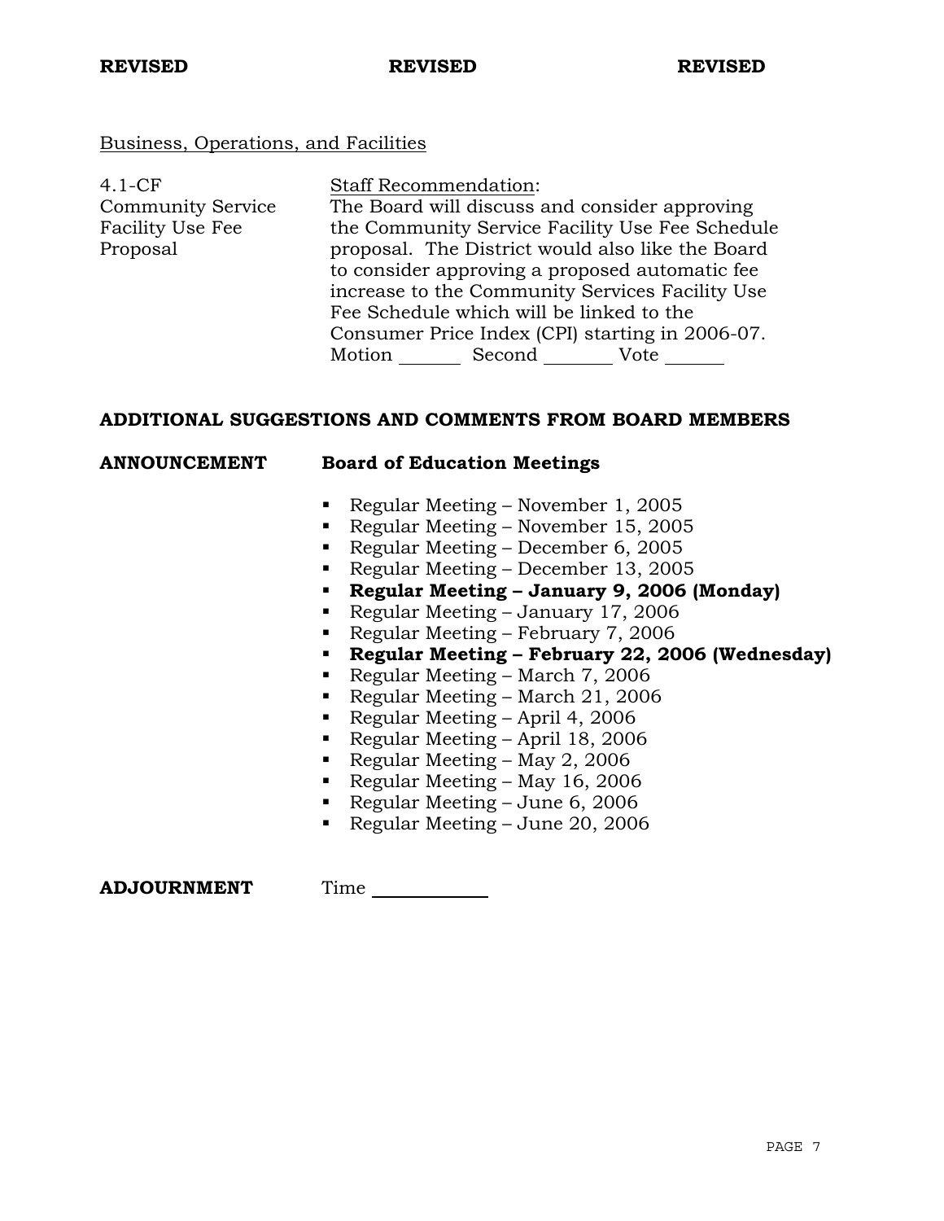**REVISED** **REVISED** **REVISED**

Business, Operations, and Facilities

| | |
|---|---|
| 4.1-CF<br>Community Service Facility Use Fee Proposal | Staff Recommendation:<br>The Board will discuss and consider approving the Community Service Facility Use Fee Schedule proposal. The District would also like the Board to consider approving a proposed automatic fee increase to the Community Services Facility Use Fee Schedule which will be linked to the Consumer Price Index (CPI) starting in 2006-07.<br>Motion _______ Second _______ Vote _______ |

**ADDITIONAL SUGGESTIONS AND COMMENTS FROM BOARD MEMBERS**

**ANNOUNCEMENT** **Board of Education Meetings**

- Regular Meeting – November 1, 2005
- Regular Meeting – November 15, 2005
- Regular Meeting – December 6, 2005
- Regular Meeting – December 13, 2005
- **Regular Meeting – January 9, 2006 (Monday)**
- Regular Meeting – January 17, 2006
- Regular Meeting – February 7, 2006
- **Regular Meeting – February 22, 2006 (Wednesday)**
- Regular Meeting – March 7, 2006
- Regular Meeting – March 21, 2006
- Regular Meeting – April 4, 2006
- Regular Meeting – April 18, 2006
- Regular Meeting – May 2, 2006
- Regular Meeting – May 16, 2006
- Regular Meeting – June 6, 2006
- Regular Meeting – June 20, 2006

**ADJOURNMENT** Time ___________